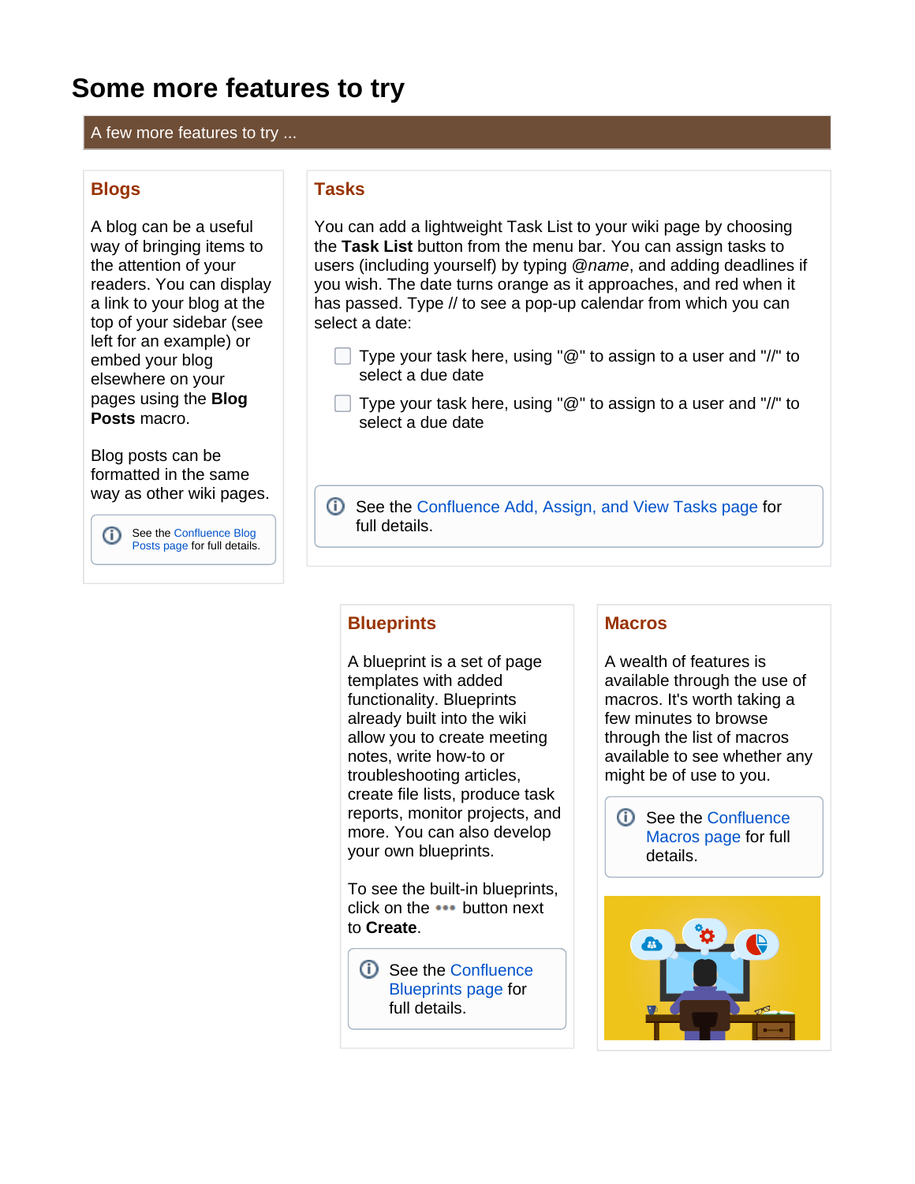# Some more features to try

A few more features to try ...

## Blogs

A blog can be a useful way of bringing items to the attention of your readers. You can display a link to your blog at the top of your sidebar (see left for an example) or embed your blog elsewhere on your pages using the **Blog Posts** macro.

Blog posts can be formatted in the same way as other wiki pages.

See the Confluence Blog Posts page for full details.

## Tasks

You can add a lightweight Task List to your wiki page by choosing the **Task List** button from the menu bar. You can assign tasks to users (including yourself) by typing *@name*, and adding deadlines if you wish. The date turns orange as it approaches, and red when it has passed. Type // to see a pop-up calendar from which you can select a date:

- [ ] Type your task here, using "@" to assign to a user and "//" to select a due date
- [ ] Type your task here, using "@" to assign to a user and "//" to select a due date

See the Confluence Add, Assign, and View Tasks page for full details.

## Blueprints

A blueprint is a set of page templates with added functionality. Blueprints already built into the wiki allow you to create meeting notes, write how-to or troubleshooting articles, create file lists, produce task reports, monitor projects, and more. You can also develop your own blueprints.

To see the built-in blueprints, click on the ••• button next to **Create**.

See the Confluence Blueprints page for full details.

## Macros

A wealth of features is available through the use of macros. It's worth taking a few minutes to browse through the list of macros available to see whether any might be of use to you.

See the Confluence Macros page for full details.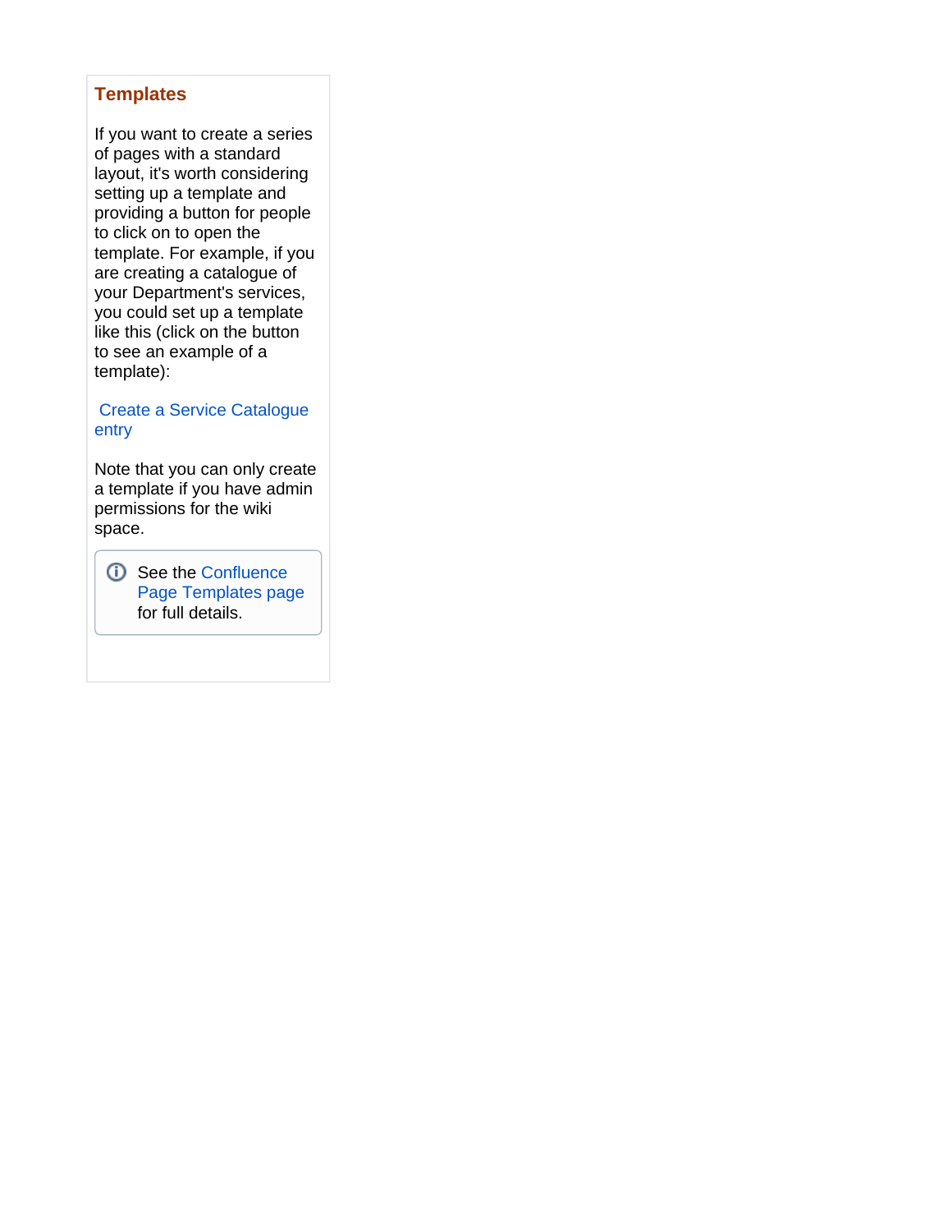## Templates

If you want to create a series of pages with a standard layout, it's worth considering setting up a template and providing a button for people to click on to open the template. For example, if you are creating a catalogue of your Department's services, you could set up a template like this (click on the button to see an example of a template):

Create a Service Catalogue entry

Note that you can only create a template if you have admin permissions for the wiki space.

> See the Confluence Page Templates page for full details.